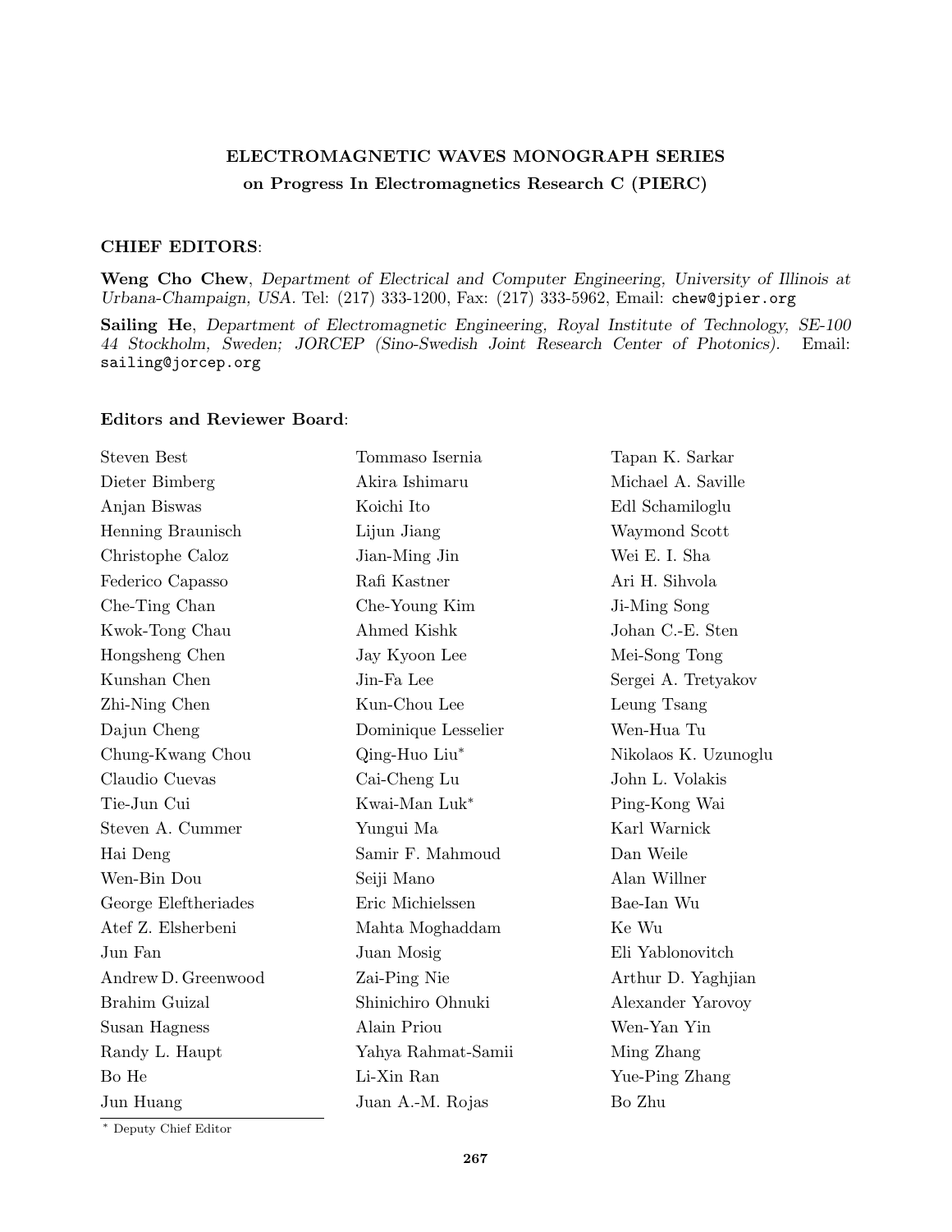## ELECTROMAGNETIC WAVES MONOGRAPH SERIES
## on Progress In Electromagnetics Research C (PIERC)

### CHIEF EDITORS:

**Weng Cho Chew**, *Department of Electrical and Computer Engineering, University of Illinois at Urbana-Champaign, USA.* Tel: (217) 333-1200, Fax: (217) 333-5962, Email: chew@jpier.org

**Sailing He**, *Department of Electromagnetic Engineering, Royal Institute of Technology, SE-100 44 Stockholm, Sweden; JORCEP (Sino-Swedish Joint Research Center of Photonics).* Email: sailing@jorcep.org

### Editors and Reviewer Board:

Steven Best
Dieter Bimberg
Anjan Biswas
Henning Braunisch
Christophe Caloz
Federico Capasso
Che-Ting Chan
Kwok-Tong Chau
Hongsheng Chen
Kunshan Chen
Zhi-Ning Chen
Dajun Cheng
Chung-Kwang Chou
Claudio Cuevas
Tie-Jun Cui
Steven A. Cummer
Hai Deng
Wen-Bin Dou
George Eleftheriades
Atef Z. Elsherbeni
Jun Fan
Andrew D. Greenwood
Brahim Guizal
Susan Hagness
Randy L. Haupt
Bo He
Jun Huang
Tommaso Isernia
Akira Ishimaru
Koichi Ito
Lijun Jiang
Jian-Ming Jin
Rafi Kastner
Che-Young Kim
Ahmed Kishk
Jay Kyoon Lee
Jin-Fa Lee
Kun-Chou Lee
Dominique Lesselier
Qing-Huo Liu*
Cai-Cheng Lu
Kwai-Man Luk*
Yungui Ma
Samir F. Mahmoud
Seiji Mano
Eric Michielssen
Mahta Moghaddam
Juan Mosig
Zai-Ping Nie
Shinichiro Ohnuki
Alain Priou
Yahya Rahmat-Samii
Li-Xin Ran
Juan A.-M. Rojas
Tapan K. Sarkar
Michael A. Saville
Edl Schamiloglu
Waymond Scott
Wei E. I. Sha
Ari H. Sihvola
Ji-Ming Song
Johan C.-E. Sten
Mei-Song Tong
Sergei A. Tretyakov
Leung Tsang
Wen-Hua Tu
Nikolaos K. Uzunoglu
John L. Volakis
Ping-Kong Wai
Karl Warnick
Dan Weile
Alan Willner
Bae-Ian Wu
Ke Wu
Eli Yablonovitch
Arthur D. Yaghjian
Alexander Yarovoy
Wen-Yan Yin
Ming Zhang
Yue-Ping Zhang
Bo Zhu

* Deputy Chief Editor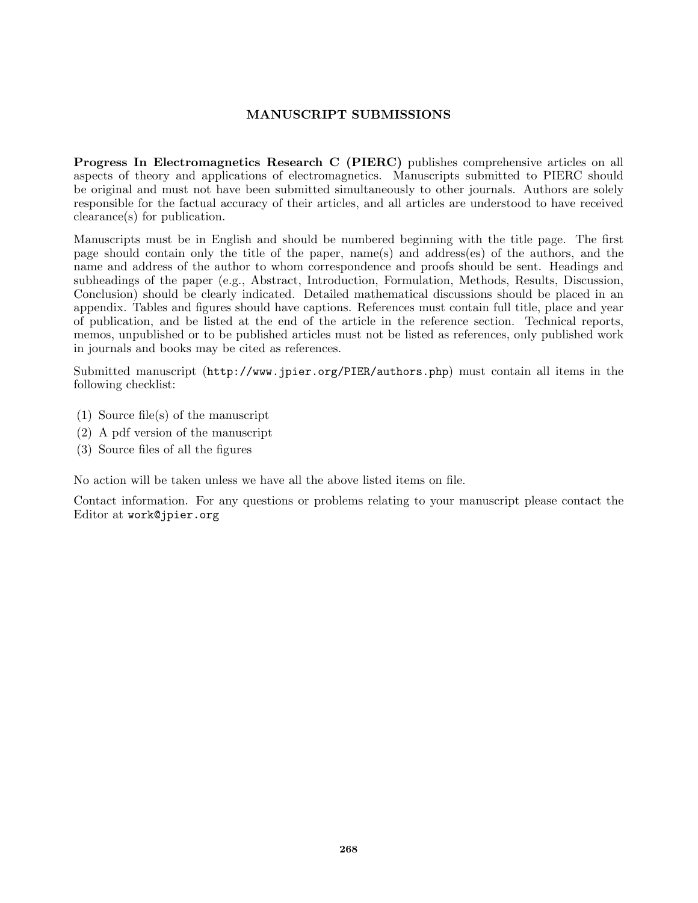## MANUSCRIPT SUBMISSIONS

**Progress In Electromagnetics Research C (PIERC)** publishes comprehensive articles on all aspects of theory and applications of electromagnetics. Manuscripts submitted to PIERC should be original and must not have been submitted simultaneously to other journals. Authors are solely responsible for the factual accuracy of their articles, and all articles are understood to have received clearance(s) for publication.

Manuscripts must be in English and should be numbered beginning with the title page. The first page should contain only the title of the paper, name(s) and address(es) of the authors, and the name and address of the author to whom correspondence and proofs should be sent. Headings and subheadings of the paper (e.g., Abstract, Introduction, Formulation, Methods, Results, Discussion, Conclusion) should be clearly indicated. Detailed mathematical discussions should be placed in an appendix. Tables and figures should have captions. References must contain full title, place and year of publication, and be listed at the end of the article in the reference section. Technical reports, memos, unpublished or to be published articles must not be listed as references, only published work in journals and books may be cited as references.

Submitted manuscript (`http://www.jpier.org/PIER/authors.php`) must contain all items in the following checklist:

(1) Source file(s) of the manuscript

(2) A pdf version of the manuscript

(3) Source files of all the figures

No action will be taken unless we have all the above listed items on file.

Contact information. For any questions or problems relating to your manuscript please contact the Editor at `work@jpier.org`